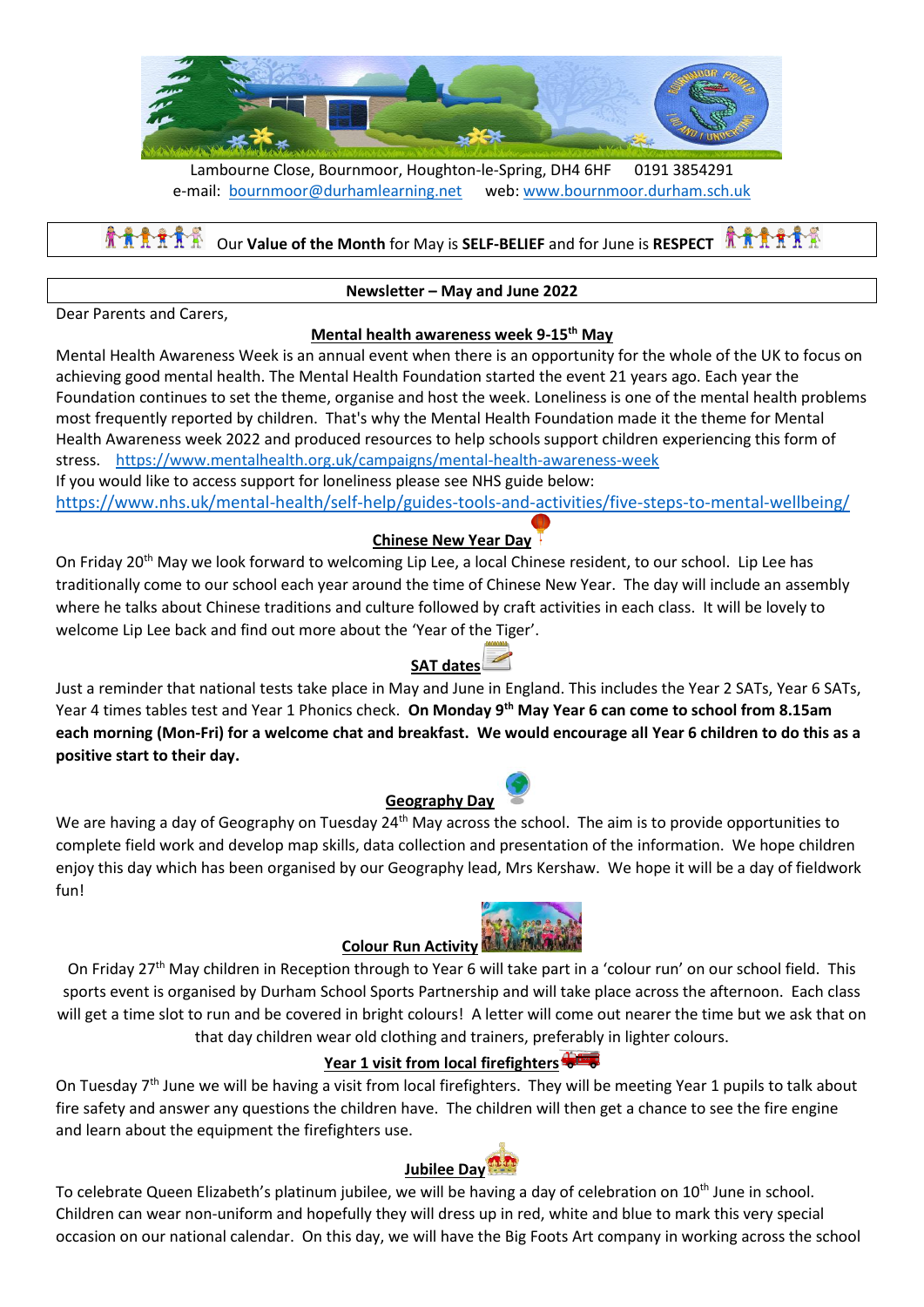Lambourne Close, Bournmoor, Houghton-le-Spring, DH4 6HF 0191 3854291
e-mail: bournmoor@durhamlearning.net web: www.bournmoor.durham.sch.uk

Our **Value of the Month** for May is **SELF-BELIEF** and for June is **RESPECT**

**Newsletter – May and June 2022**

Dear Parents and Carers,

## Mental health awareness week 9-15th May

Mental Health Awareness Week is an annual event when there is an opportunity for the whole of the UK to focus on achieving good mental health. The Mental Health Foundation started the event 21 years ago. Each year the Foundation continues to set the theme, organise and host the week. Loneliness is one of the mental health problems most frequently reported by children. That's why the Mental Health Foundation made it the theme for Mental Health Awareness week 2022 and produced resources to help schools support children experiencing this form of stress. https://www.mentalhealth.org.uk/campaigns/mental-health-awareness-week

If you would like to access support for loneliness please see NHS guide below:
https://www.nhs.uk/mental-health/self-help/guides-tools-and-activities/five-steps-to-mental-wellbeing/

## Chinese New Year Day

On Friday 20th May we look forward to welcoming Lip Lee, a local Chinese resident, to our school. Lip Lee has traditionally come to our school each year around the time of Chinese New Year. The day will include an assembly where he talks about Chinese traditions and culture followed by craft activities in each class. It will be lovely to welcome Lip Lee back and find out more about the 'Year of the Tiger'.

## SAT dates

Just a reminder that national tests take place in May and June in England. This includes the Year 2 SATs, Year 6 SATs, Year 4 times tables test and Year 1 Phonics check. **On Monday 9th May Year 6 can come to school from 8.15am each morning (Mon-Fri) for a welcome chat and breakfast. We would encourage all Year 6 children to do this as a positive start to their day.**

## Geography Day

We are having a day of Geography on Tuesday 24th May across the school. The aim is to provide opportunities to complete field work and develop map skills, data collection and presentation of the information. We hope children enjoy this day which has been organised by our Geography lead, Mrs Kershaw. We hope it will be a day of fieldwork fun!

## Colour Run Activity

On Friday 27th May children in Reception through to Year 6 will take part in a 'colour run' on our school field. This sports event is organised by Durham School Sports Partnership and will take place across the afternoon. Each class will get a time slot to run and be covered in bright colours! A letter will come out nearer the time but we ask that on that day children wear old clothing and trainers, preferably in lighter colours.

## Year 1 visit from local firefighters

On Tuesday 7th June we will be having a visit from local firefighters. They will be meeting Year 1 pupils to talk about fire safety and answer any questions the children have. The children will then get a chance to see the fire engine and learn about the equipment the firefighters use.

## Jubilee Day

To celebrate Queen Elizabeth's platinum jubilee, we will be having a day of celebration on 10th June in school. Children can wear non-uniform and hopefully they will dress up in red, white and blue to mark this very special occasion on our national calendar. On this day, we will have the Big Foots Art company in working across the school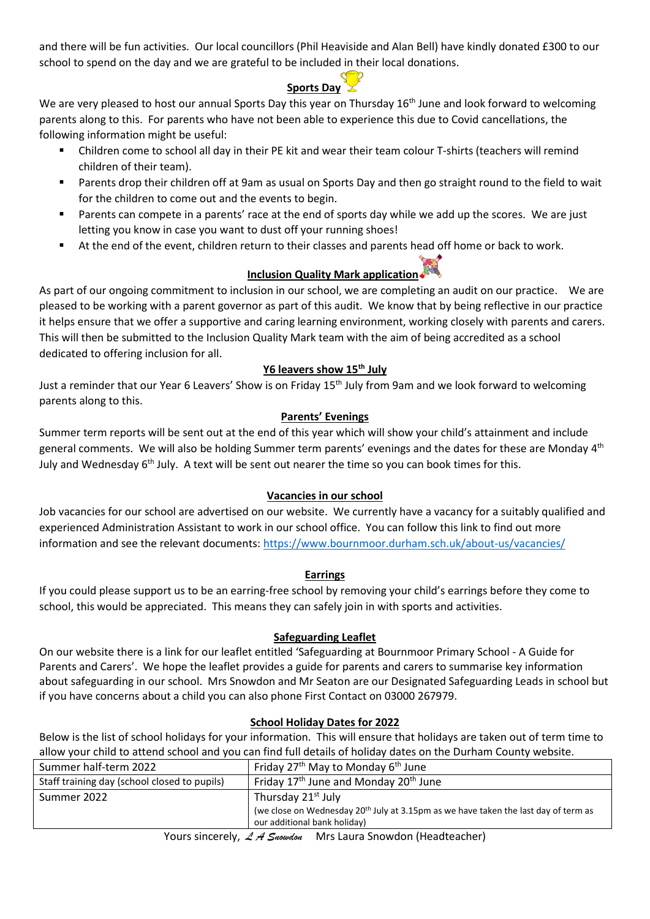and there will be fun activities. Our local councillors (Phil Heaviside and Alan Bell) have kindly donated £300 to our school to spend on the day and we are grateful to be included in their local donations.

## Sports Day

We are very pleased to host our annual Sports Day this year on Thursday 16th June and look forward to welcoming parents along to this. For parents who have not been able to experience this due to Covid cancellations, the following information might be useful:

- Children come to school all day in their PE kit and wear their team colour T-shirts (teachers will remind children of their team).
- Parents drop their children off at 9am as usual on Sports Day and then go straight round to the field to wait for the children to come out and the events to begin.
- Parents can compete in a parents' race at the end of sports day while we add up the scores. We are just letting you know in case you want to dust off your running shoes!
- At the end of the event, children return to their classes and parents head off home or back to work.

## Inclusion Quality Mark application

As part of our ongoing commitment to inclusion in our school, we are completing an audit on our practice. We are pleased to be working with a parent governor as part of this audit. We know that by being reflective in our practice it helps ensure that we offer a supportive and caring learning environment, working closely with parents and carers. This will then be submitted to the Inclusion Quality Mark team with the aim of being accredited as a school dedicated to offering inclusion for all.

## Y6 leavers show 15th July

Just a reminder that our Year 6 Leavers' Show is on Friday 15th July from 9am and we look forward to welcoming parents along to this.

## Parents' Evenings

Summer term reports will be sent out at the end of this year which will show your child's attainment and include general comments. We will also be holding Summer term parents' evenings and the dates for these are Monday 4th July and Wednesday 6th July. A text will be sent out nearer the time so you can book times for this.

## Vacancies in our school

Job vacancies for our school are advertised on our website. We currently have a vacancy for a suitably qualified and experienced Administration Assistant to work in our school office. You can follow this link to find out more information and see the relevant documents: https://www.bournmoor.durham.sch.uk/about-us/vacancies/

## Earrings

If you could please support us to be an earring-free school by removing your child's earrings before they come to school, this would be appreciated. This means they can safely join in with sports and activities.

## Safeguarding Leaflet

On our website there is a link for our leaflet entitled 'Safeguarding at Bournmoor Primary School - A Guide for Parents and Carers'. We hope the leaflet provides a guide for parents and carers to summarise key information about safeguarding in our school. Mrs Snowdon and Mr Seaton are our Designated Safeguarding Leads in school but if you have concerns about a child you can also phone First Contact on 03000 267979.

## School Holiday Dates for 2022

Below is the list of school holidays for your information. This will ensure that holidays are taken out of term time to allow your child to attend school and you can find full details of holiday dates on the Durham County website.

| | |
|---|---|
| Summer half-term 2022 | Friday 27th May to Monday 6th June |
| Staff training day (school closed to pupils) | Friday 17th June and Monday 20th June |
| Summer 2022 | Thursday 21st July<br>(we close on Wednesday 20th July at 3.15pm as we have taken the last day of term as our additional bank holiday) |

Yours sincerely, *L A Snowdon* Mrs Laura Snowdon (Headteacher)